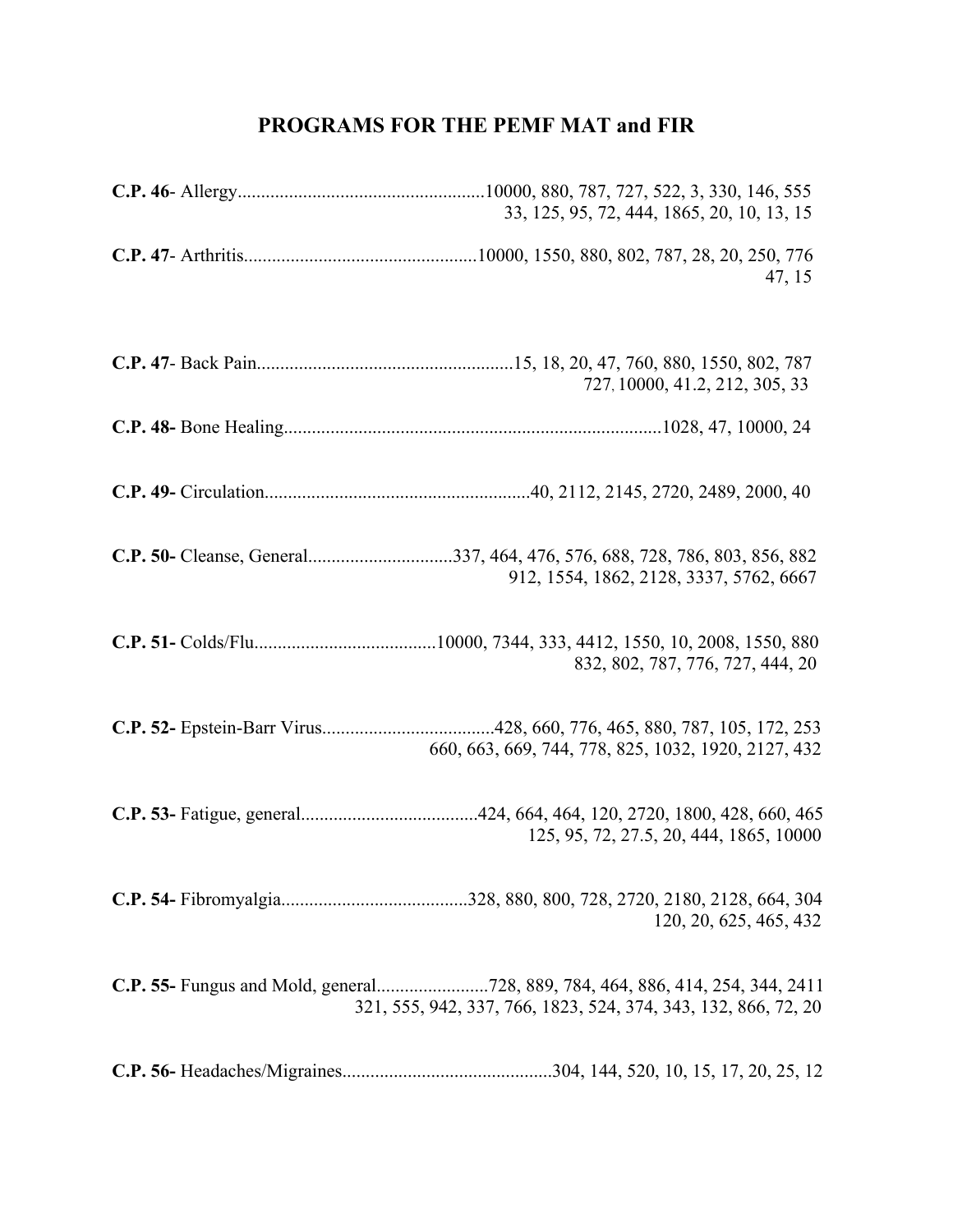# PROGRAMS FOR THE PEMF MAT and FIR

**C.P. 46**- Allergy.....................................................10000, 880, 787, 727, 522, 3, 330, 146, 555, 33, 125, 95, 72, 444, 1865, 20, 10, 13, 15

**C.P. 47**- Arthritis..................................................10000, 1550, 880, 802, 787, 28, 20, 250, 776, 47, 15

**C.P. 47**- Back Pain.......................................................15, 18, 20, 47, 760, 880, 1550, 802, 787, 727, 10000, 41.2, 212, 305, 33

**C.P. 48-** Bone Healing.................................................................................1028, 47, 10000, 24

**C.P. 49-** Circulation.........................................................40, 2112, 2145, 2720, 2489, 2000, 40

**C.P. 50-** Cleanse, General...............................337, 464, 476, 576, 688, 728, 786, 803, 856, 882, 912, 1554, 1862, 2128, 3337, 5762, 6667

**C.P. 51-** Colds/Flu.......................................10000, 7344, 333, 4412, 1550, 10, 2008, 1550, 880, 832, 802, 787, 776, 727, 444, 20

**C.P. 52-** Epstein-Barr Virus.....................................428, 660, 776, 465, 880, 787, 105, 172, 253, 660, 663, 669, 744, 778, 825, 1032, 1920, 2127, 432

**C.P. 53-** Fatigue, general......................................424, 664, 464, 120, 2720, 1800, 428, 660, 465, 125, 95, 72, 27.5, 20, 444, 1865, 10000

**C.P. 54-** Fibromyalgia........................................328, 880, 800, 728, 2720, 2180, 2128, 664, 304, 120, 20, 625, 465, 432

**C.P. 55-** Fungus and Mold, general........................728, 889, 784, 464, 886, 414, 254, 344, 2411, 321, 555, 942, 337, 766, 1823, 524, 374, 343, 132, 866, 72, 20

**C.P. 56-** Headaches/Migraines............................................304, 144, 520, 10, 15, 17, 20, 25, 12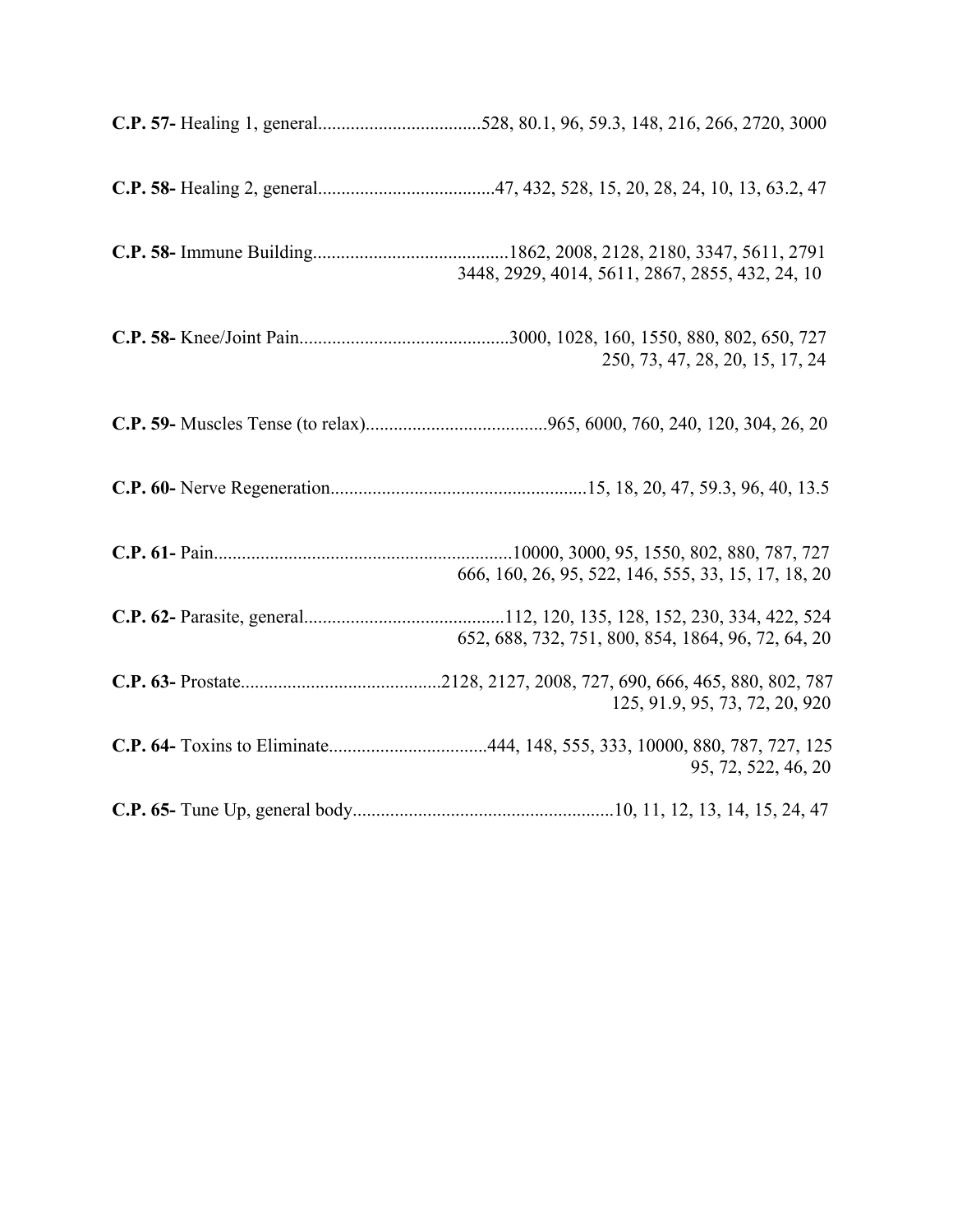**C.P. 57-** Healing 1, general...................................528, 80.1, 96, 59.3, 148, 216, 266, 2720, 3000

**C.P. 58-** Healing 2, general......................................47, 432, 528, 15, 20, 28, 24, 10, 13, 63.2, 47

**C.P. 58-** Immune Building..........................................1862, 2008, 2128, 2180, 3347, 5611, 2791 3448, 2929, 4014, 5611, 2867, 2855, 432, 24, 10

**C.P. 58-** Knee/Joint Pain............................................3000, 1028, 160, 1550, 880, 802, 650, 727 250, 73, 47, 28, 20, 15, 17, 24

**C.P. 59-** Muscles Tense (to relax).......................................965, 6000, 760, 240, 120, 304, 26, 20

**C.P. 60-** Nerve Regeneration.......................................................15, 18, 20, 47, 59.3, 96, 40, 13.5

**C.P. 61-** Pain................................................................10000, 3000, 95, 1550, 802, 880, 787, 727 666, 160, 26, 95, 522, 146, 555, 33, 15, 17, 18, 20

**C.P. 62-** Parasite, general...........................................112, 120, 135, 128, 152, 230, 334, 422, 524 652, 688, 732, 751, 800, 854, 1864, 96, 72, 64, 20

**C.P. 63-** Prostate...........................................2128, 2127, 2008, 727, 690, 666, 465, 880, 802, 787 125, 91.9, 95, 73, 72, 20, 920

**C.P. 64-** Toxins to Eliminate..................................444, 148, 555, 333, 10000, 880, 787, 727, 125 95, 72, 522, 46, 20

**C.P. 65-** Tune Up, general body........................................................10, 11, 12, 13, 14, 15, 24, 47